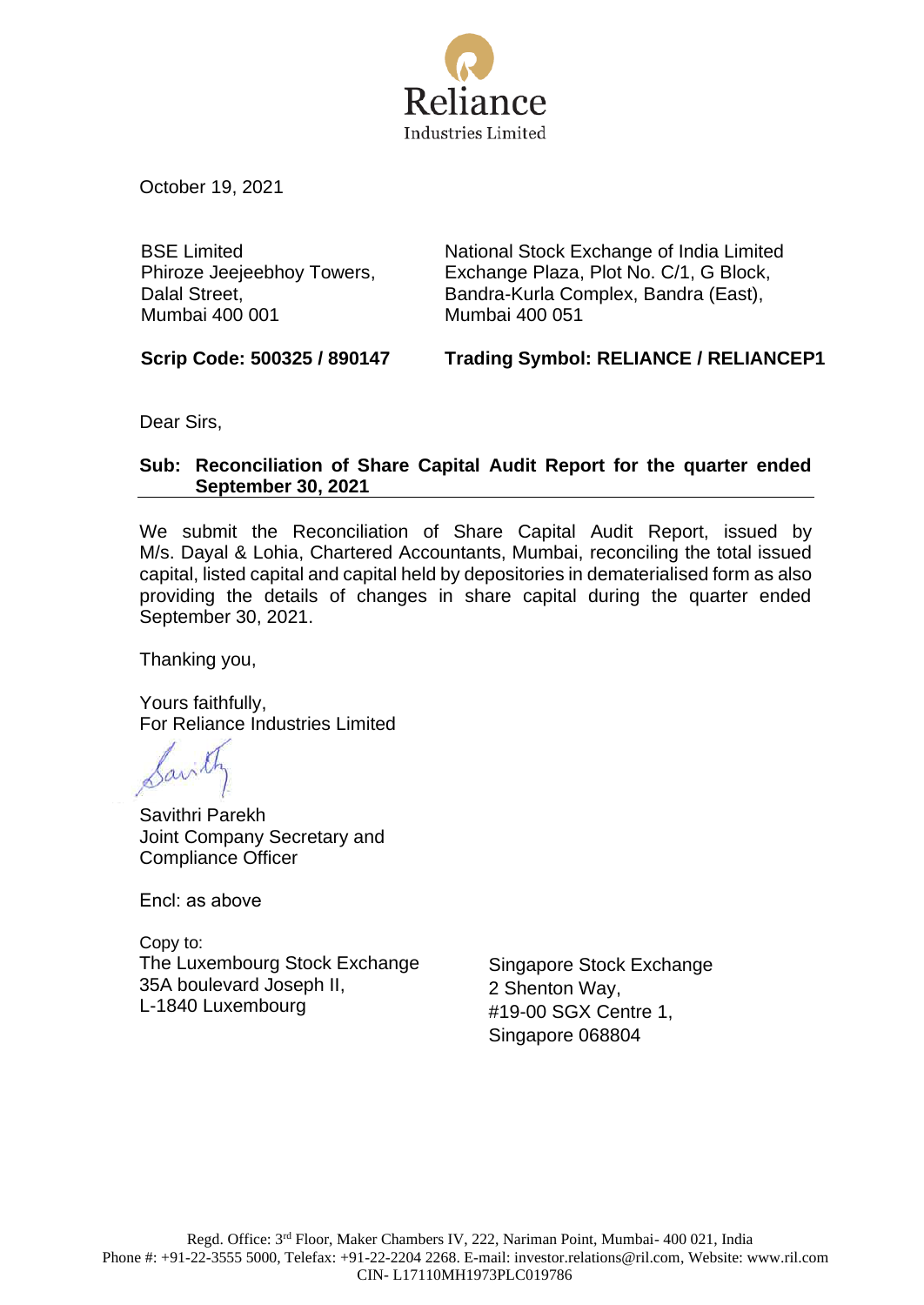Reliance
Industries Limited

October 19, 2021

| BSE Limited<br>Phiroze Jeejeebhoy Towers,<br>Dalal Street,<br>Mumbai 400 001 | National Stock Exchange of India Limited<br>Exchange Plaza, Plot No. C/1, G Block,<br>Bandra-Kurla Complex, Bandra (East),<br>Mumbai 400 051 |
|---|---|
| **Scrip Code: 500325 / 890147** | **Trading Symbol: RELIANCE / RELIANCEP1** |

Dear Sirs,

**Sub: Reconciliation of Share Capital Audit Report for the quarter ended September 30, 2021**

We submit the Reconciliation of Share Capital Audit Report, issued by M/s. Dayal & Lohia, Chartered Accountants, Mumbai, reconciling the total issued capital, listed capital and capital held by depositories in dematerialised form as also providing the details of changes in share capital during the quarter ended September 30, 2021.

Thanking you,

Yours faithfully,
For Reliance Industries Limited

Savithri Parekh
Joint Company Secretary and
Compliance Officer

Encl: as above

Copy to:

| The Luxembourg Stock Exchange<br>35A boulevard Joseph II,<br>L-1840 Luxembourg | Singapore Stock Exchange<br>2 Shenton Way,<br>#19-00 SGX Centre 1,<br>Singapore 068804 |
|---|---|

Regd. Office: 3rd Floor, Maker Chambers IV, 222, Nariman Point, Mumbai- 400 021, India
Phone #: +91-22-3555 5000, Telefax: +91-22-2204 2268. E-mail: investor.relations@ril.com, Website: www.ril.com
CIN- L17110MH1973PLC019786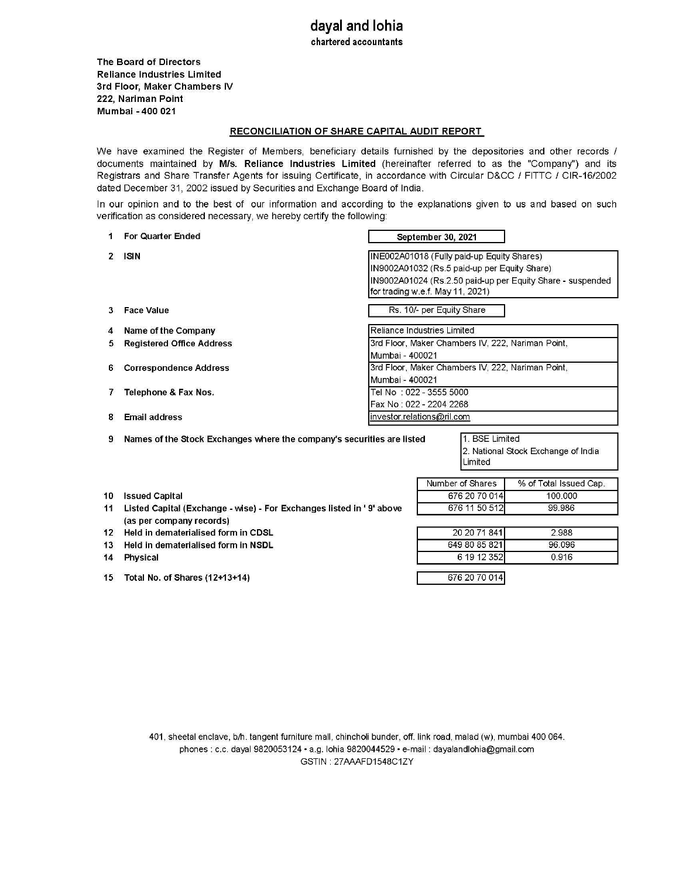# dayal and lohia

**chartered accountants**

**The Board of Directors**
**Reliance Industries Limited**
**3rd Floor, Maker Chambers IV**
**222, Nariman Point**
**Mumbai - 400 021**

## RECONCILIATION OF SHARE CAPITAL AUDIT REPORT

We have examined the Register of Members, beneficiary details furnished by the depositories and other records / documents maintained by **M/s. Reliance Industries Limited** (hereinafter referred to as the "Company") and its Registrars and Share Transfer Agents for issuing Certificate, in accordance with Circular D&CC / FITTC / CIR-16/2002 dated December 31, 2002 issued by Securities and Exchange Board of India.

In our opinion and to the best of our information and according to the explanations given to us and based on such verification as considered necessary, we hereby certify the following:

| | | |
|---|---|---|
| 1 | For Quarter Ended | September 30, 2021 |
| 2 | ISIN | INE002A01018 (Fully paid-up Equity Shares)<br>IN9002A01032 (Rs.5 paid-up per Equity Share)<br>IN9002A01024 (Rs.2.50 paid-up per Equity Share - suspended for trading w.e.f. May 11, 2021) |
| 3 | Face Value | Rs. 10/- per Equity Share |
| 4 | Name of the Company | Reliance Industries Limited |
| 5 | Registered Office Address | 3rd Floor, Maker Chambers IV, 222, Nariman Point, Mumbai - 400021 |
| 6 | Correspondence Address | 3rd Floor, Maker Chambers IV, 222, Nariman Point, Mumbai - 400021 |
| 7 | Telephone & Fax Nos. | Tel No : 022 - 3555 5000<br>Fax No : 022 - 2204 2268 |
| 8 | Email address | investor.relations@ril.com |
| 9 | Names of the Stock Exchanges where the company's securities are listed | 1. BSE Limited<br>2. National Stock Exchange of India Limited |

| | | Number of Shares | % of Total Issued Cap. |
|---|---|---|---|
| 10 | Issued Capital | 676 20 70 014 | 100.000 |
| 11 | Listed Capital (Exchange - wise) - For Exchanges listed in '9' above (as per company records) | 676 11 50 512 | 99.986 |
| 12 | Held in dematerialised form in CDSL | 20 20 71 841 | 2.988 |
| 13 | Held in dematerialised form in NSDL | 649 80 85 821 | 96.096 |
| 14 | Physical | 6 19 12 352 | 0.916 |
| 15 | Total No. of Shares (12+13+14) | 676 20 70 014 | |

401, sheetal enclave, b/h. tangent furniture mall, chincholi bunder, off. link road, malad (w), mumbai 400 064.
phones : c.c. dayal 9820053124 • a.g. lohia 9820044529 • e-mail : dayalandlohia@gmail.com
GSTIN : 27AAAFD1548C1ZY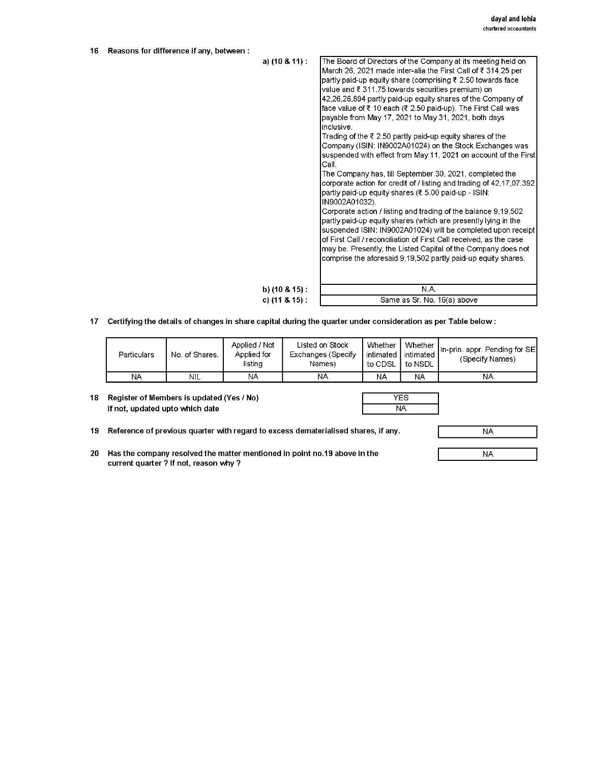16 **Reasons for difference if any, between :**

a) (10 & 11) :

The Board of Directors of the Company at its meeting held on March 26, 2021 made inter-alia the First Call of ₹ 314.25 per partly paid-up equity share (comprising ₹ 2.50 towards face value and ₹ 311.75 towards securities premium) on 42,26,26,894 partly paid-up equity shares of the Company of face value of ₹ 10 each (₹ 2.50 paid-up). The First Call was payable from May 17, 2021 to May 31, 2021, both days inclusive.
Trading of the ₹ 2.50 partly paid-up equity shares of the Company (ISIN: IN9002A01024) on the Stock Exchanges was suspended with effect from May 11, 2021 on account of the First Call.
The Company has, till September 30, 2021, completed the corporate action for credit of / listing and trading of 42,17,07,392 partly paid-up equity shares (₹ 5.00 paid-up - ISIN: IN9002A01032).
Corporate action / listing and trading of the balance 9,19,502 partly paid-up equity shares (which are presently lying in the suspended ISIN: IN9002A01024) will be completed upon receipt of First Call / reconciliation of First Call received, as the case may be. Presently, the Listed Capital of the Company does not comprise the aforesaid 9,19,502 partly paid-up equity shares.

b) (10 & 15) : N.A.

c) (11 & 15) : Same as Sr. No. 16(a) above

17 **Certifying the details of changes in share capital during the quarter under consideration as per Table below :**

| Particulars | No. of Shares. | Applied / Not Applied for listing | Listed on Stock Exchanges (Specify Names) | Whether intimated to CDSL | Whether intimated to NSDL | In-prin. appr. Pending for SE (Specify Names) |
|---|---|---|---|---|---|---|
| NA | NIL | NA | NA | NA | NA | NA |

18 **Register of Members is updated (Yes / No)** — YES
**if not, updated upto which date** — NA

19 **Reference of previous quarter with regard to excess dematerialised shares, if any.** — NA

20 **Has the company resolved the matter mentioned in point no.19 above in the current quarter ? If not, reason why ?** — NA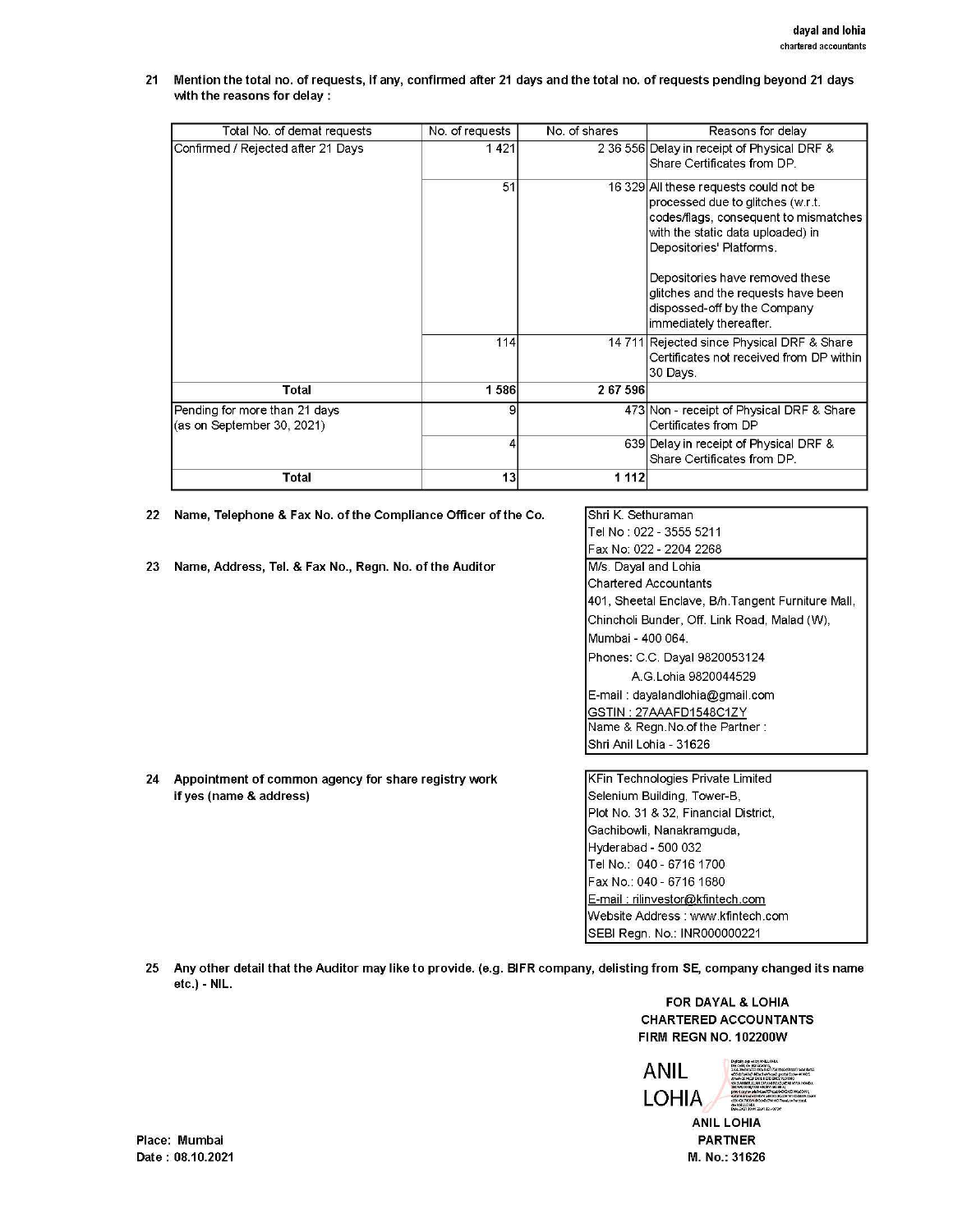21 Mention the total no. of requests, if any, confirmed after 21 days and the total no. of requests pending beyond 21 days with the reasons for delay :

| Total No. of demat requests | No. of requests | No. of shares | Reasons for delay |
|---|---|---|---|
| Confirmed / Rejected after 21 Days | 1 421 | 2 36 556 | Delay in receipt of Physical DRF & Share Certificates from DP. |
| | 51 | 16 329 | All these requests could not be processed due to glitches (w.r.t. codes/flags, consequent to mismatches with the static data uploaded) in Depositories' Platforms.<br><br>Depositories have removed these glitches and the requests have been disposed-off by the Company immediately thereafter. |
| | 114 | 14 711 | Rejected since Physical DRF & Share Certificates not received from DP within 30 Days. |
| **Total** | **1 586** | **2 67 596** | |
| Pending for more than 21 days (as on September 30, 2021) | 9 | 473 | Non - receipt of Physical DRF & Share Certificates from DP |
| | 4 | 639 | Delay in receipt of Physical DRF & Share Certificates from DP. |
| **Total** | **13** | **1 112** | |

**22 Name, Telephone & Fax No. of the Compliance Officer of the Co.**

Shri K. Sethuraman
Tel No : 022 - 3555 5211
Fax No: 022 - 2204 2268

**23 Name, Address, Tel. & Fax No., Regn. No. of the Auditor**

M/s. Dayal and Lohia
Chartered Accountants
401, Sheetal Enclave, B/h.Tangent Furniture Mall,
Chincholi Bunder, Off. Link Road, Malad (W),
Mumbai - 400 064.
Phones: C.C. Dayal 9820053124
A.G.Lohia 9820044529
E-mail : dayalandlohia@gmail.com
GSTIN : 27AAAFD1548C1ZY
Name & Regn.No.of the Partner :
Shri Anil Lohia - 31626

**24 Appointment of common agency for share registry work if yes (name & address)**

KFin Technologies Private Limited
Selenium Building, Tower-B,
Plot No. 31 & 32, Financial District,
Gachibowli, Nanakramguda,
Hyderabad - 500 032
Tel No.: 040 - 6716 1700
Fax No.: 040 - 6716 1680
E-mail : rilinvestor@kfintech.com
Website Address : www.kfintech.com
SEBI Regn. No.: INR000000221

**25 Any other detail that the Auditor may like to provide. (e.g. BIFR company, delisting from SE, company changed its name etc.) - NIL.**

**FOR DAYAL & LOHIA**
**CHARTERED ACCOUNTANTS**
**FIRM REGN NO. 102200W**

ANIL LOHIA

**ANIL LOHIA**
**PARTNER**
**M. No.: 31626**

**Place: Mumbai**
**Date : 08.10.2021**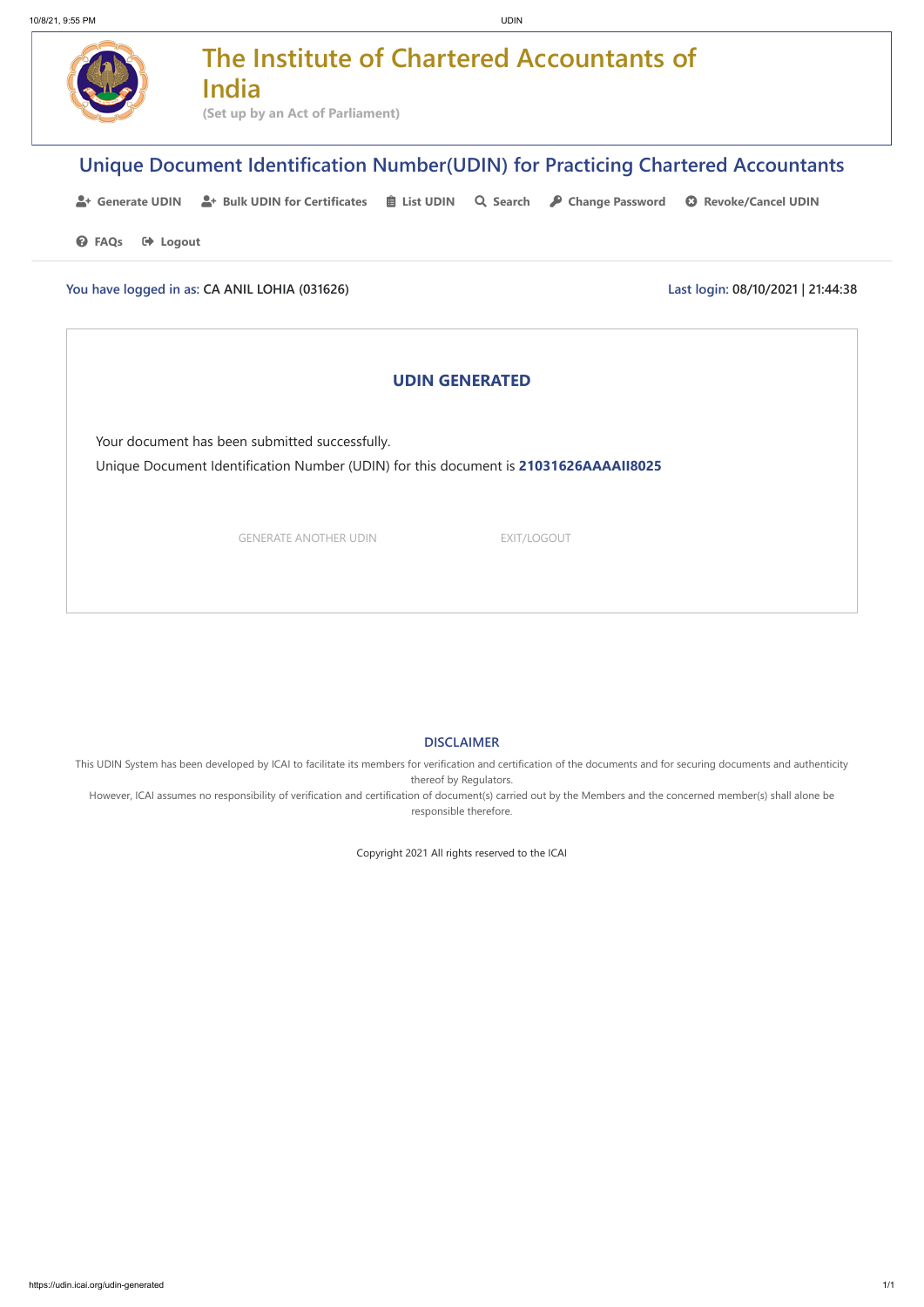# The Institute of Chartered Accountants of India

**(Set up by an Act of Parliament)**

## Unique Document Identification Number(UDIN) for Practicing Chartered Accountants

**Generate UDIN** **Bulk UDIN for Certificates** **List UDIN** **Search** **Change Password** **Revoke/Cancel UDIN**

**FAQs** **Logout**

You have logged in as: **CA ANIL LOHIA (031626)**

Last login: **08/10/2021 | 21:44:38**

### UDIN GENERATED

Your document has been submitted successfully.

Unique Document Identification Number (UDIN) for this document is **21031626AAAAII8025**

GENERATE ANOTHER UDIN EXIT/LOGOUT

**DISCLAIMER**

This UDIN System has been developed by ICAI to facilitate its members for verification and certification of the documents and for securing documents and authenticity thereof by Regulators.

However, ICAI assumes no responsibility of verification and certification of document(s) carried out by the Members and the concerned member(s) shall alone be responsible therefore.

Copyright 2021 All rights reserved to the ICAI